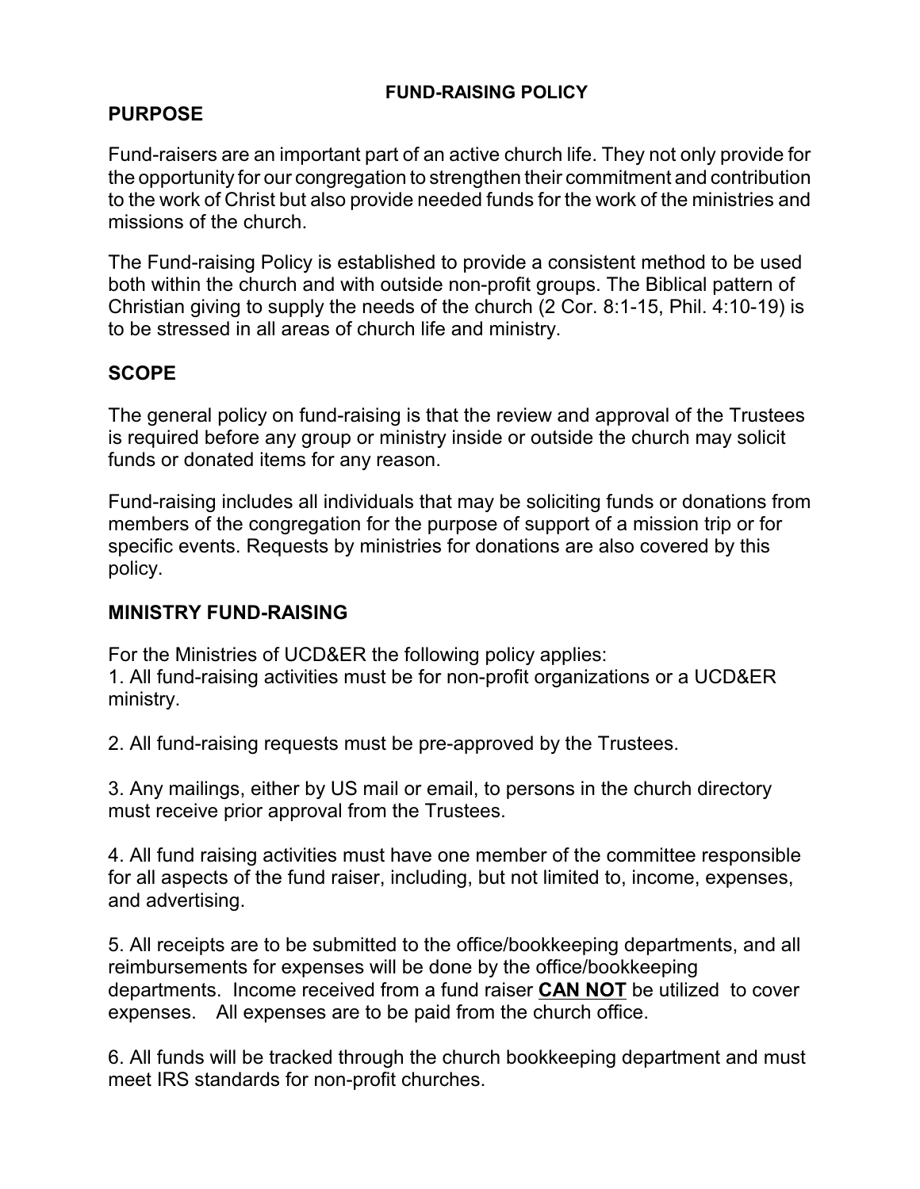# FUND-RAISING POLICY

## PURPOSE

Fund-raisers are an important part of an active church life. They not only provide for the opportunity for our congregation to strengthen their commitment and contribution to the work of Christ but also provide needed funds for the work of the ministries and missions of the church.

The Fund-raising Policy is established to provide a consistent method to be used both within the church and with outside non-profit groups. The Biblical pattern of Christian giving to supply the needs of the church (2 Cor. 8:1-15, Phil. 4:10-19) is to be stressed in all areas of church life and ministry.

## SCOPE

The general policy on fund-raising is that the review and approval of the Trustees is required before any group or ministry inside or outside the church may solicit funds or donated items for any reason.

Fund-raising includes all individuals that may be soliciting funds or donations from members of the congregation for the purpose of support of a mission trip or for specific events. Requests by ministries for donations are also covered by this policy.

## MINISTRY FUND-RAISING

For the Ministries of UCD&ER the following policy applies:

1. All fund-raising activities must be for non-profit organizations or a UCD&ER ministry.

2. All fund-raising requests must be pre-approved by the Trustees.

3. Any mailings, either by US mail or email, to persons in the church directory must receive prior approval from the Trustees.

4. All fund raising activities must have one member of the committee responsible for all aspects of the fund raiser, including, but not limited to, income, expenses, and advertising.

5. All receipts are to be submitted to the office/bookkeeping departments, and all reimbursements for expenses will be done by the office/bookkeeping departments. Income received from a fund raiser **<u>CAN NOT</u>** be utilized to cover expenses. All expenses are to be paid from the church office.

6. All funds will be tracked through the church bookkeeping department and must meet IRS standards for non-profit churches.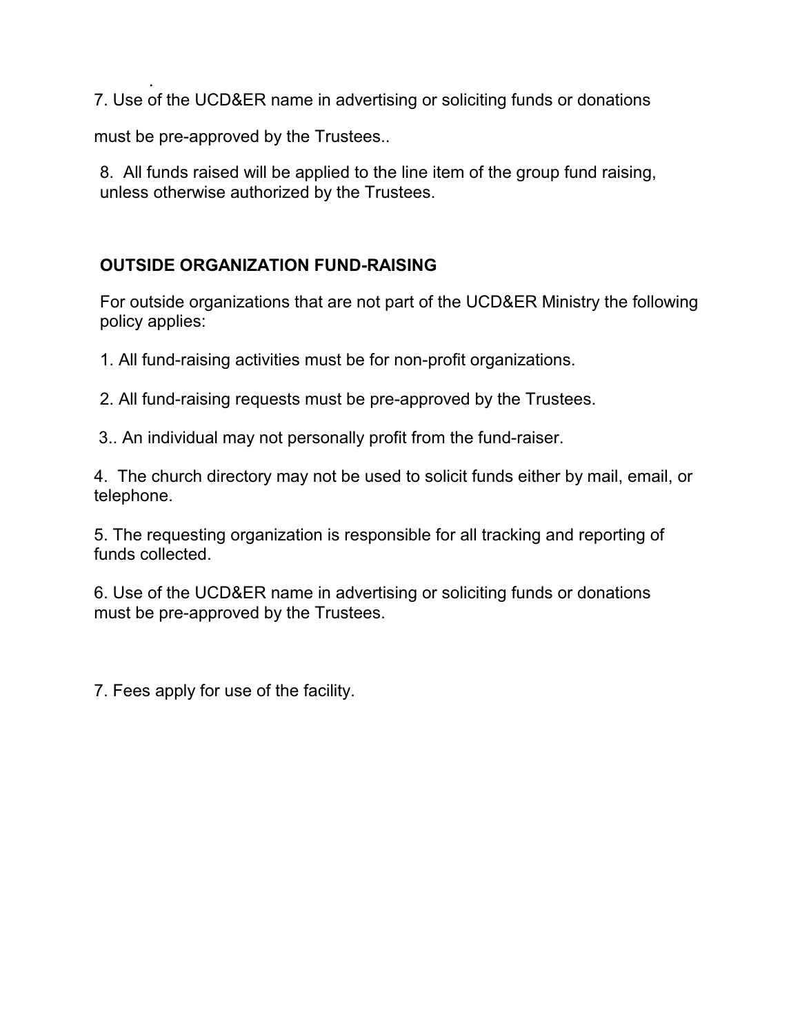.

7. Use of the UCD&ER name in advertising or soliciting funds or donations must be pre-approved by the Trustees..

8. All funds raised will be applied to the line item of the group fund raising, unless otherwise authorized by the Trustees.

**OUTSIDE ORGANIZATION FUND-RAISING**

For outside organizations that are not part of the UCD&ER Ministry the following policy applies:

1. All fund-raising activities must be for non-profit organizations.

2. All fund-raising requests must be pre-approved by the Trustees.

3.. An individual may not personally profit from the fund-raiser.

4. The church directory may not be used to solicit funds either by mail, email, or telephone.

5. The requesting organization is responsible for all tracking and reporting of funds collected.

6. Use of the UCD&ER name in advertising or soliciting funds or donations must be pre-approved by the Trustees.

7. Fees apply for use of the facility.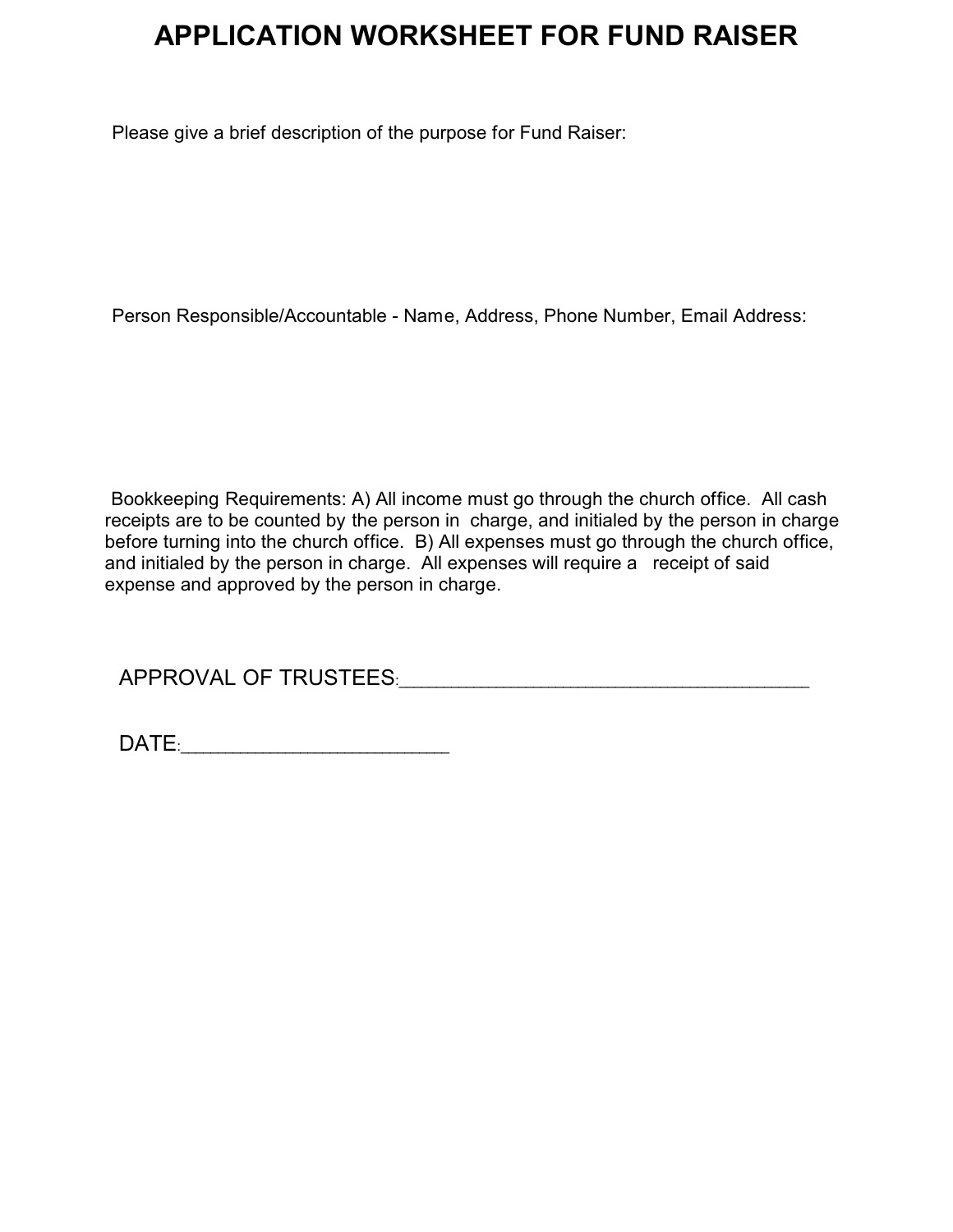# APPLICATION WORKSHEET FOR FUND RAISER

Please give a brief description of the purpose for Fund Raiser:

Person Responsible/Accountable - Name, Address, Phone Number, Email Address:

Bookkeeping Requirements: A) All income must go through the church office. All cash receipts are to be counted by the person in charge, and initialed by the person in charge before turning into the church office. B) All expenses must go through the church office, and initialed by the person in charge. All expenses will require a receipt of said expense and approved by the person in charge.

APPROVAL OF TRUSTEES:_____________________________________

DATE:________________________